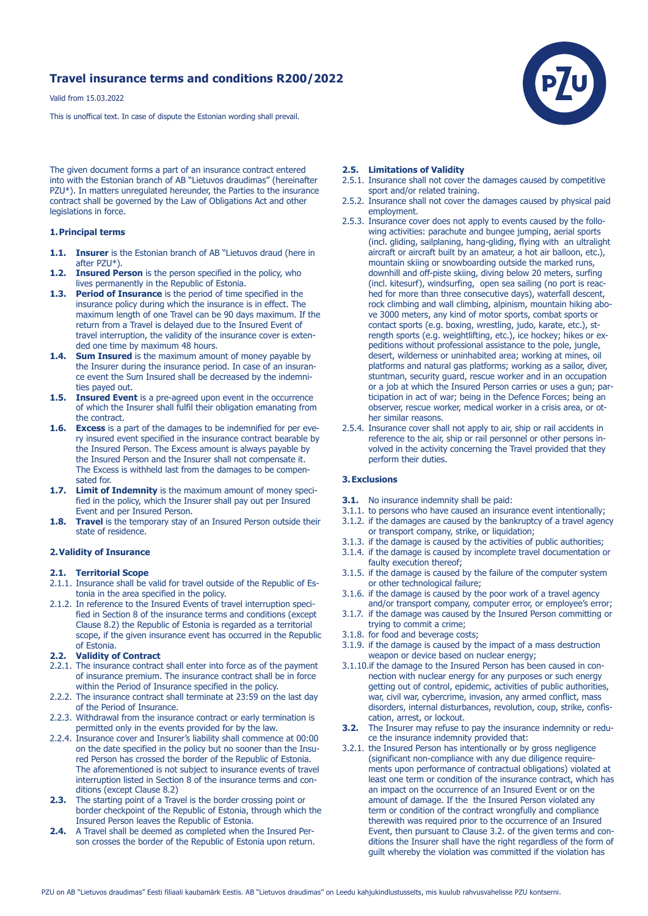# Travel insurance terms and conditions R200/2022

Valid from 15.03.2022

This is unoffical text. In case of dispute the Estonian wording shall prevail.

The given document forms a part of an insurance contract entered into with the Estonian branch of AB "Lietuvos draudimas" (hereinafter PZU*). In matters unregulated hereunder, the Parties to the insurance contract shall be governed by the Law of Obligations Act and other legislations in force.

## 1. Principal terms

**1.1. Insurer** is the Estonian branch of AB "Lietuvos draud (here in after PZU*).

**1.2. Insured Person** is the person specified in the policy, who lives permanently in the Republic of Estonia.

**1.3. Period of Insurance** is the period of time specified in the insurance policy during which the insurance is in effect. The maximum length of one Travel can be 90 days maximum. If the return from a Travel is delayed due to the Insured Event of travel interruption, the validity of the insurance cover is extended one time by maximum 48 hours.

**1.4. Sum Insured** is the maximum amount of money payable by the Insurer during the insurance period. In case of an insurance event the Sum Insured shall be decreased by the indemnities payed out.

**1.5. Insured Event** is a pre-agreed upon event in the occurrence of which the Insurer shall fulfil their obligation emanating from the contract.

**1.6. Excess** is a part of the damages to be indemnified for per every insured event specified in the insurance contract bearable by the Insured Person. The Excess amount is always payable by the Insured Person and the Insurer shall not compensate it. The Excess is withheld last from the damages to be compensated for.

**1.7. Limit of Indemnity** is the maximum amount of money specified in the policy, which the Insurer shall pay out per Insured Event and per Insured Person.

**1.8. Travel** is the temporary stay of an Insured Person outside their state of residence.

## 2. Validity of Insurance

### 2.1. Territorial Scope

2.1.1. Insurance shall be valid for travel outside of the Republic of Estonia in the area specified in the policy.

2.1.2. In reference to the Insured Events of travel interruption specified in Section 8 of the insurance terms and conditions (except Clause 8.2) the Republic of Estonia is regarded as a territorial scope, if the given insurance event has occurred in the Republic of Estonia.

### 2.2. Validity of Contract

2.2.1. The insurance contract shall enter into force as of the payment of insurance premium. The insurance contract shall be in force within the Period of Insurance specified in the policy.

2.2.2. The insurance contract shall terminate at 23:59 on the last day of the Period of Insurance.

2.2.3. Withdrawal from the insurance contract or early termination is permitted only in the events provided for by the law.

2.2.4. Insurance cover and Insurer's liability shall commence at 00:00 on the date specified in the policy but no sooner than the Insured Person has crossed the border of the Republic of Estonia. The aforementioned is not subject to insurance events of travel interruption listed in Section 8 of the insurance terms and conditions (except Clause 8.2)

**2.3.** The starting point of a Travel is the border crossing point or border checkpoint of the Republic of Estonia, through which the Insured Person leaves the Republic of Estonia.

**2.4.** A Travel shall be deemed as completed when the Insured Person crosses the border of the Republic of Estonia upon return.

### 2.5. Limitations of Validity

2.5.1. Insurance shall not cover the damages caused by competitive sport and/or related training.

2.5.2. Insurance shall not cover the damages caused by physical paid employment.

2.5.3. Insurance cover does not apply to events caused by the following activities: parachute and bungee jumping, aerial sports (incl. gliding, sailplaning, hang-gliding, flying with an ultralight aircraft or aircraft built by an amateur, a hot air balloon, etc.), mountain skiing or snowboarding outside the marked runs, downhill and off-piste skiing, diving below 20 meters, surfing (incl. kitesurf), windsurfing, open sea sailing (no port is reached for more than three consecutive days), waterfall descent, rock climbing and wall climbing, alpinism, mountain hiking above 3000 meters, any kind of motor sports, combat sports or contact sports (e.g. boxing, wrestling, judo, karate, etc.), strength sports (e.g. weightlifting, etc.), ice hockey; hikes or expeditions without professional assistance to the pole, jungle, desert, wilderness or uninhabited area; working at mines, oil platforms and natural gas platforms; working as a sailor, diver, stuntman, security guard, rescue worker and in an occupation or a job at which the Insured Person carries or uses a gun; participation in act of war; being in the Defence Forces; being an observer, rescue worker, medical worker in a crisis area, or other similar reasons.

2.5.4. Insurance cover shall not apply to air, ship or rail accidents in reference to the air, ship or rail personnel or other persons involved in the activity concerning the Travel provided that they perform their duties.

## 3. Exclusions

**3.1.** No insurance indemnity shall be paid:

3.1.1. to persons who have caused an insurance event intentionally;

3.1.2. if the damages are caused by the bankruptcy of a travel agency or transport company, strike, or liquidation;

3.1.3. if the damage is caused by the activities of public authorities;

3.1.4. if the damage is caused by incomplete travel documentation or faulty execution thereof;

3.1.5. if the damage is caused by the failure of the computer system or other technological failure;

3.1.6. if the damage is caused by the poor work of a travel agency and/or transport company, computer error, or employee's error;

3.1.7. if the damage was caused by the Insured Person committing or trying to commit a crime;

3.1.8. for food and beverage costs;

3.1.9. if the damage is caused by the impact of a mass destruction weapon or device based on nuclear energy;

3.1.10. if the damage to the Insured Person has been caused in connection with nuclear energy for any purposes or such energy getting out of control, epidemic, activities of public authorities, war, civil war, cybercrime, invasion, any armed conflict, mass disorders, internal disturbances, revolution, coup, strike, confiscation, arrest, or lockout.

**3.2.** The Insurer may refuse to pay the insurance indemnity or reduce the insurance indemnity provided that:

3.2.1. the Insured Person has intentionally or by gross negligence (significant non-compliance with any due diligence requirements upon performance of contractual obligations) violated at least one term or condition of the insurance contract, which has an impact on the occurrence of an Insured Event or on the amount of damage. If the the Insured Person violated any term or condition of the contract wrongfully and compliance therewith was required prior to the occurrence of an Insured Event, then pursuant to Clause 3.2. of the given terms and conditions the Insurer shall have the right regardless of the form of guilt whereby the violation was committed if the violation has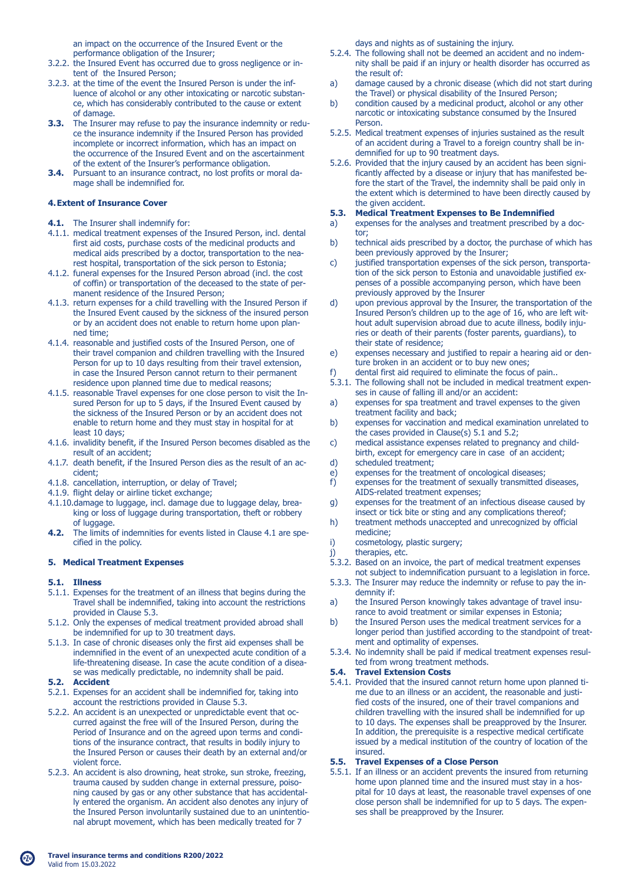an impact on the occurrence of the Insured Event or the performance obligation of the Insurer;

3.2.2. the Insured Event has occurred due to gross negligence or intent of the Insured Person;

3.2.3. at the time of the event the Insured Person is under the influence of alcohol or any other intoxicating or narcotic substance, which has considerably contributed to the cause or extent of damage.

**3.3.** The Insurer may refuse to pay the insurance indemnity or reduce the insurance indemnity if the Insured Person has provided incomplete or incorrect information, which has an impact on the occurrence of the Insured Event and on the ascertainment of the extent of the Insurer's performance obligation.

**3.4.** Pursuant to an insurance contract, no lost profits or moral damage shall be indemnified for.

### 4. Extent of Insurance Cover

**4.1.** The Insurer shall indemnify for:

4.1.1. medical treatment expenses of the Insured Person, incl. dental first aid costs, purchase costs of the medicinal products and medical aids prescribed by a doctor, transportation to the nearest hospital, transportation of the sick person to Estonia;

4.1.2. funeral expenses for the Insured Person abroad (incl. the cost of coffin) or transportation of the deceased to the state of permanent residence of the Insured Person;

4.1.3. return expenses for a child travelling with the Insured Person if the Insured Event caused by the sickness of the insured person or by an accident does not enable to return home upon planned time;

4.1.4. reasonable and justified costs of the Insured Person, one of their travel companion and children travelling with the Insured Person for up to 10 days resulting from their travel extension, in case the Insured Person cannot return to their permanent residence upon planned time due to medical reasons;

4.1.5. reasonable Travel expenses for one close person to visit the Insured Person for up to 5 days, if the Insured Event caused by the sickness of the Insured Person or by an accident does not enable to return home and they must stay in hospital for at least 10 days;

4.1.6. invalidity benefit, if the Insured Person becomes disabled as the result of an accident;

4.1.7. death benefit, if the Insured Person dies as the result of an accident;

4.1.8. cancellation, interruption, or delay of Travel;

4.1.9. flight delay or airline ticket exchange;

4.1.10. damage to luggage, incl. damage due to luggage delay, breaking or loss of luggage during transportation, theft or robbery of luggage.

**4.2.** The limits of indemnities for events listed in Clause 4.1 are specified in the policy.

### 5. Medical Treatment Expenses

**5.1. Illness**

5.1.1. Expenses for the treatment of an illness that begins during the Travel shall be indemnified, taking into account the restrictions provided in Clause 5.3.

5.1.2. Only the expenses of medical treatment provided abroad shall be indemnified for up to 30 treatment days.

5.1.3. In case of chronic diseases only the first aid expenses shall be indemnified in the event of an unexpected acute condition of a life-threatening disease. In case the acute condition of a disease was medically predictable, no indemnity shall be paid.

**5.2. Accident**

5.2.1. Expenses for an accident shall be indemnified for, taking into account the restrictions provided in Clause 5.3.

5.2.2. An accident is an unexpected or unpredictable event that occurred against the free will of the Insured Person, during the Period of Insurance and on the agreed upon terms and conditions of the insurance contract, that results in bodily injury to the Insured Person or causes their death by an external and/or violent force.

5.2.3. An accident is also drowning, heat stroke, sun stroke, freezing, trauma caused by sudden change in external pressure, poisoning caused by gas or any other substance that has accidentally entered the organism. An accident also denotes any injury of the Insured Person involuntarily sustained due to an unintentional abrupt movement, which has been medically treated for 7 days and nights as of sustaining the injury.

5.2.4. The following shall not be deemed an accident and no indemnity shall be paid if an injury or health disorder has occurred as the result of:

a) damage caused by a chronic disease (which did not start during the Travel) or physical disability of the Insured Person;

b) condition caused by a medicinal product, alcohol or any other narcotic or intoxicating substance consumed by the Insured Person.

5.2.5. Medical treatment expenses of injuries sustained as the result of an accident during a Travel to a foreign country shall be indemnified for up to 90 treatment days.

5.2.6. Provided that the injury caused by an accident has been significantly affected by a disease or injury that has manifested before the start of the Travel, the indemnity shall be paid only in the extent which is determined to have been directly caused by the given accident.

**5.3. Medical Treatment Expenses to Be Indemnified**

a) expenses for the analyses and treatment prescribed by a doctor;

b) technical aids prescribed by a doctor, the purchase of which has been previously approved by the Insurer;

c) justified transportation expenses of the sick person, transportation of the sick person to Estonia and unavoidable justified expenses of a possible accompanying person, which have been previously approved by the Insurer

d) upon previous approval by the Insurer, the transportation of the Insured Person's children up to the age of 16, who are left without adult supervision abroad due to acute illness, bodily injuries or death of their parents (foster parents, guardians), to their state of residence;

e) expenses necessary and justified to repair a hearing aid or denture broken in an accident or to buy new ones;

f) dental first aid required to eliminate the focus of pain..

5.3.1. The following shall not be included in medical treatment expenses in cause of falling ill and/or an accident:

a) expenses for spa treatment and travel expenses to the given treatment facility and back;

b) expenses for vaccination and medical examination unrelated to the cases provided in Clause(s) 5.1 and 5.2;

c) medical assistance expenses related to pregnancy and childbirth, except for emergency care in case of an accident;

d) scheduled treatment;

e) expenses for the treatment of oncological diseases;

f) expenses for the treatment of sexually transmitted diseases, AIDS-related treatment expenses;

g) expenses for the treatment of an infectious disease caused by insect or tick bite or sting and any complications thereof;

h) treatment methods unaccepted and unrecognized by official medicine;

i) cosmetology, plastic surgery;

j) therapies, etc.

5.3.2. Based on an invoice, the part of medical treatment expenses not subject to indemnification pursuant to a legislation in force.

5.3.3. The Insurer may reduce the indemnity or refuse to pay the indemnity if:

a) the Insured Person knowingly takes advantage of travel insurance to avoid treatment or similar expenses in Estonia;

b) the Insured Person uses the medical treatment services for a longer period than justified according to the standpoint of treatment and optimality of expenses.

5.3.4. No indemnity shall be paid if medical treatment expenses resulted from wrong treatment methods.

**5.4. Travel Extension Costs**

5.4.1. Provided that the insured cannot return home upon planned time due to an illness or an accident, the reasonable and justified costs of the insured, one of their travel companions and children travelling with the insured shall be indemnified for up to 10 days. The expenses shall be preapproved by the Insurer. In addition, the prerequisite is a respective medical certificate issued by a medical institution of the country of location of the insured.

**5.5. Travel Expenses of a Close Person**

5.5.1. If an illness or an accident prevents the insured from returning home upon planned time and the insured must stay in a hospital for 10 days at least, the reasonable travel expenses of one close person shall be indemnified for up to 5 days. The expenses shall be preapproved by the Insurer.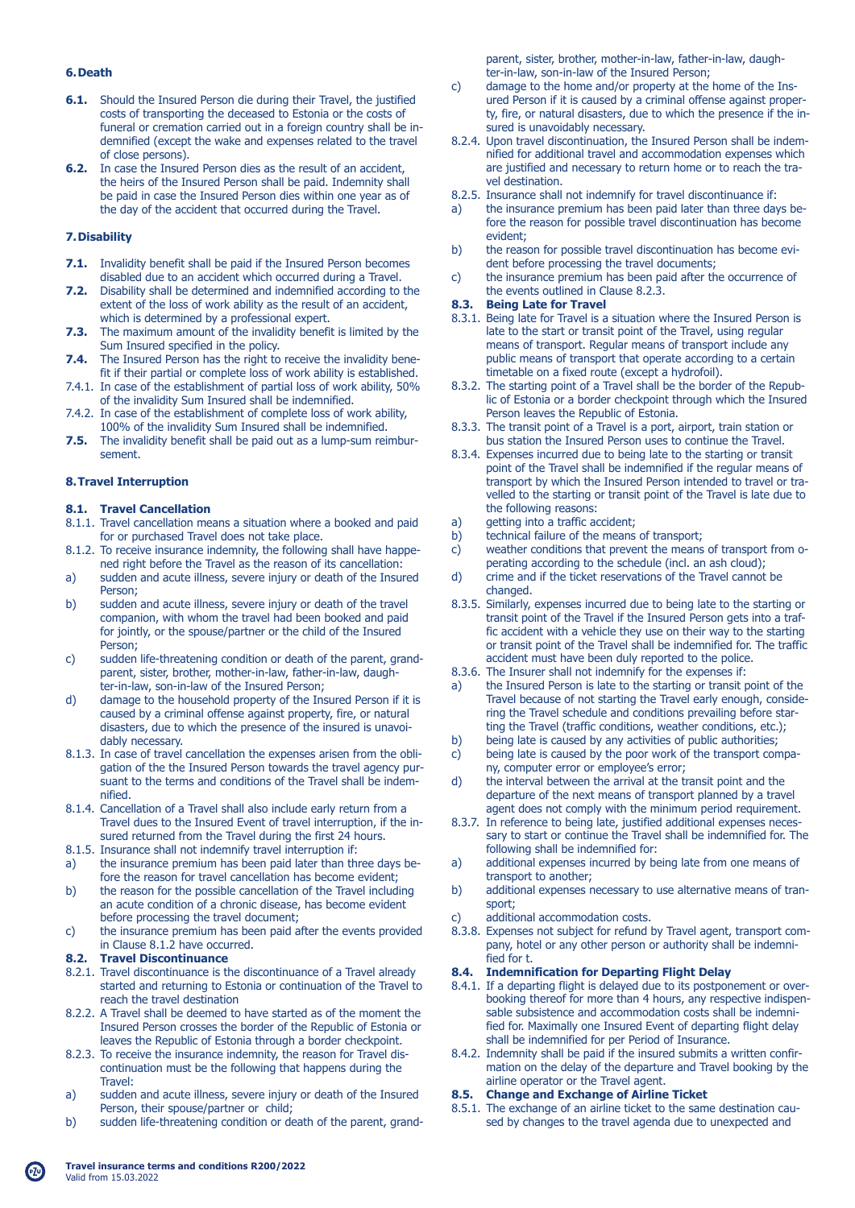## 6. Death

**6.1.** Should the Insured Person die during their Travel, the justified costs of transporting the deceased to Estonia or the costs of funeral or cremation carried out in a foreign country shall be indemnified (except the wake and expenses related to the travel of close persons).

**6.2.** In case the Insured Person dies as the result of an accident, the heirs of the Insured Person shall be paid. Indemnity shall be paid in case the Insured Person dies within one year as of the day of the accident that occurred during the Travel.

## 7. Disability

**7.1.** Invalidity benefit shall be paid if the Insured Person becomes disabled due to an accident which occurred during a Travel.

**7.2.** Disability shall be determined and indemnified according to the extent of the loss of work ability as the result of an accident, which is determined by a professional expert.

**7.3.** The maximum amount of the invalidity benefit is limited by the Sum Insured specified in the policy.

**7.4.** The Insured Person has the right to receive the invalidity benefit if their partial or complete loss of work ability is established.

7.4.1. In case of the establishment of partial loss of work ability, 50% of the invalidity Sum Insured shall be indemnified.

7.4.2. In case of the establishment of complete loss of work ability, 100% of the invalidity Sum Insured shall be indemnified.

**7.5.** The invalidity benefit shall be paid out as a lump-sum reimbursement.

## 8. Travel Interruption

### 8.1. Travel Cancellation

8.1.1. Travel cancellation means a situation where a booked and paid for or purchased Travel does not take place.

8.1.2. To receive insurance indemnity, the following shall have happened right before the Travel as the reason of its cancellation:

a) sudden and acute illness, severe injury or death of the Insured Person;

b) sudden and acute illness, severe injury or death of the travel companion, with whom the travel had been booked and paid for jointly, or the spouse/partner or the child of the Insured Person;

c) sudden life-threatening condition or death of the parent, grandparent, sister, brother, mother-in-law, father-in-law, daughter-in-law, son-in-law of the Insured Person;

d) damage to the household property of the Insured Person if it is caused by a criminal offense against property, fire, or natural disasters, due to which the presence of the insured is unavoidably necessary.

8.1.3. In case of travel cancellation the expenses arisen from the obligation of the the Insured Person towards the travel agency pursuant to the terms and conditions of the Travel shall be indemnified.

8.1.4. Cancellation of a Travel shall also include early return from a Travel dues to the Insured Event of travel interruption, if the insured returned from the Travel during the first 24 hours.

8.1.5. Insurance shall not indemnify travel interruption if:

a) the insurance premium has been paid later than three days before the reason for travel cancellation has become evident;

b) the reason for the possible cancellation of the Travel including an acute condition of a chronic disease, has become evident before processing the travel document;

c) the insurance premium has been paid after the events provided in Clause 8.1.2 have occurred.

### 8.2. Travel Discontinuance

8.2.1. Travel discontinuance is the discontinuance of a Travel already started and returning to Estonia or continuation of the Travel to reach the travel destination

8.2.2. A Travel shall be deemed to have started as of the moment the Insured Person crosses the border of the Republic of Estonia or leaves the Republic of Estonia through a border checkpoint.

8.2.3. To receive the insurance indemnity, the reason for Travel discontinuation must be the following that happens during the Travel:

a) sudden and acute illness, severe injury or death of the Insured Person, their spouse/partner or child;

b) sudden life-threatening condition or death of the parent, grandparent, sister, brother, mother-in-law, father-in-law, daughter-in-law, son-in-law of the Insured Person;

c) damage to the home and/or property at the home of the Insured Person if it is caused by a criminal offense against property, fire, or natural disasters, due to which the presence of the insured is unavoidably necessary.

8.2.4. Upon travel discontinuation, the Insured Person shall be indemnified for additional travel and accommodation expenses which are justified and necessary to return home or to reach the travel destination.

8.2.5. Insurance shall not indemnify for travel discontinuance if:

a) the insurance premium has been paid later than three days before the reason for possible travel discontinuation has become evident;

b) the reason for possible travel discontinuation has become evident before processing the travel documents;

c) the insurance premium has been paid after the occurrence of the events outlined in Clause 8.2.3.

### 8.3. Being Late for Travel

8.3.1. Being late for Travel is a situation where the Insured Person is late to the start or transit point of the Travel, using regular means of transport. Regular means of transport include any public means of transport that operate according to a certain timetable on a fixed route (except a hydrofoil).

8.3.2. The starting point of a Travel shall be the border of the Republic of Estonia or a border checkpoint through which the Insured Person leaves the Republic of Estonia.

8.3.3. The transit point of a Travel is a port, airport, train station or bus station the Insured Person uses to continue the Travel.

8.3.4. Expenses incurred due to being late to the starting or transit point of the Travel shall be indemnified if the regular means of transport by which the Insured Person intended to travel or travelled to the starting or transit point of the Travel is late due to the following reasons:

a) getting into a traffic accident;

b) technical failure of the means of transport;

c) weather conditions that prevent the means of transport from operating according to the schedule (incl. an ash cloud);

d) crime and if the ticket reservations of the Travel cannot be changed.

8.3.5. Similarly, expenses incurred due to being late to the starting or transit point of the Travel if the Insured Person gets into a traffic accident with a vehicle they use on their way to the starting or transit point of the Travel shall be indemnified for. The traffic accident must have been duly reported to the police.

8.3.6. The Insurer shall not indemnify for the expenses if:

a) the Insured Person is late to the starting or transit point of the Travel because of not starting the Travel early enough, considering the Travel schedule and conditions prevailing before starting the Travel (traffic conditions, weather conditions, etc.);

b) being late is caused by any activities of public authorities;

c) being late is caused by the poor work of the transport company, computer error or employee's error;

d) the interval between the arrival at the transit point and the departure of the next means of transport planned by a travel agent does not comply with the minimum period requirement.

8.3.7. In reference to being late, justified additional expenses necessary to start or continue the Travel shall be indemnified for. The following shall be indemnified for:

a) additional expenses incurred by being late from one means of transport to another;

b) additional expenses necessary to use alternative means of transport;

c) additional accommodation costs.

8.3.8. Expenses not subject for refund by Travel agent, transport company, hotel or any other person or authority shall be indemnified for t.

### 8.4. Indemnification for Departing Flight Delay

8.4.1. If a departing flight is delayed due to its postponement or overbooking thereof for more than 4 hours, any respective indispensable subsistence and accommodation costs shall be indemnified for. Maximally one Insured Event of departing flight delay shall be indemnified for per Period of Insurance.

8.4.2. Indemnity shall be paid if the insured submits a written confirmation on the delay of the departure and Travel booking by the airline operator or the Travel agent.

### 8.5. Change and Exchange of Airline Ticket

8.5.1. The exchange of an airline ticket to the same destination caused by changes to the travel agenda due to unexpected and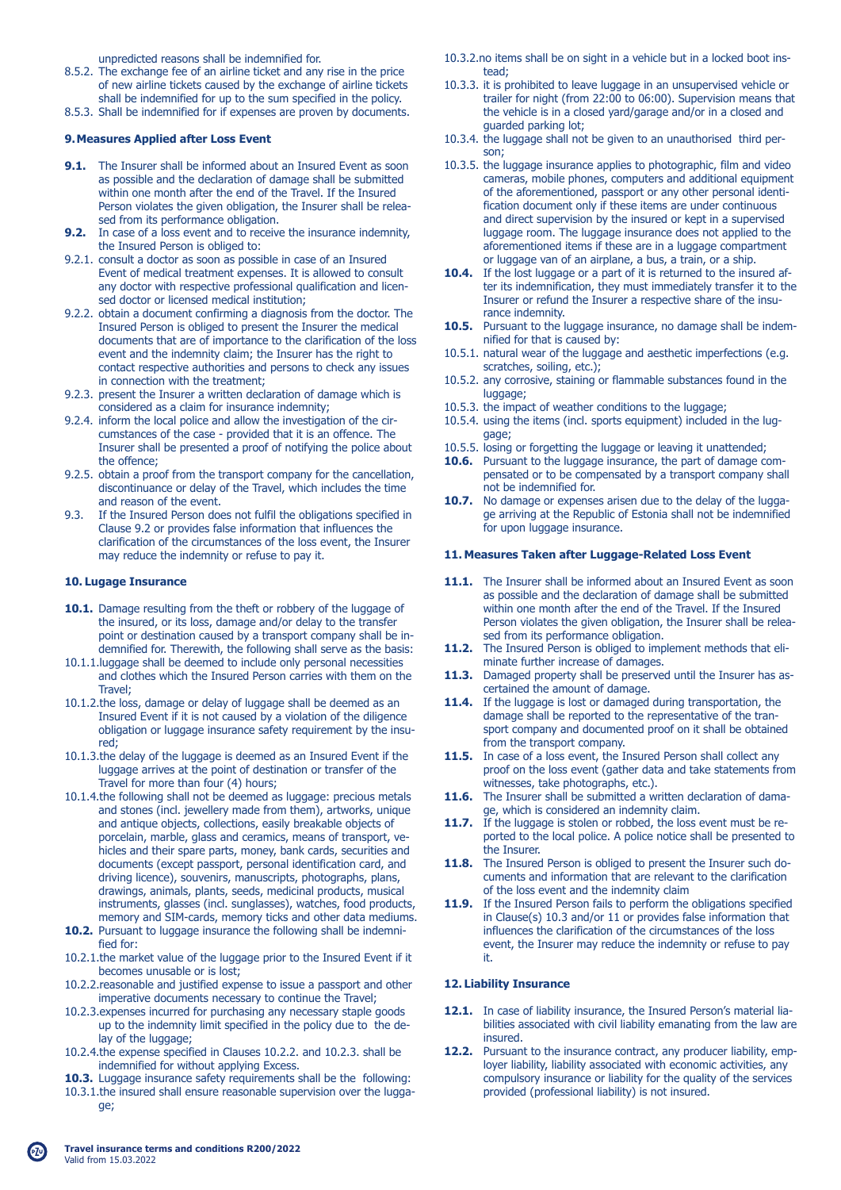unpredicted reasons shall be indemnified for.

8.5.2. The exchange fee of an airline ticket and any rise in the price of new airline tickets caused by the exchange of airline tickets shall be indemnified for up to the sum specified in the policy.

8.5.3. Shall be indemnified for if expenses are proven by documents.

### 9. Measures Applied after Loss Event

**9.1.** The Insurer shall be informed about an Insured Event as soon as possible and the declaration of damage shall be submitted within one month after the end of the Travel. If the Insured Person violates the given obligation, the Insurer shall be released from its performance obligation.

**9.2.** In case of a loss event and to receive the insurance indemnity, the Insured Person is obliged to:

9.2.1. consult a doctor as soon as possible in case of an Insured Event of medical treatment expenses. It is allowed to consult any doctor with respective professional qualification and licensed doctor or licensed medical institution;

9.2.2. obtain a document confirming a diagnosis from the doctor. The Insured Person is obliged to present the Insurer the medical documents that are of importance to the clarification of the loss event and the indemnity claim; the Insurer has the right to contact respective authorities and persons to check any issues in connection with the treatment;

9.2.3. present the Insurer a written declaration of damage which is considered as a claim for insurance indemnity;

9.2.4. inform the local police and allow the investigation of the circumstances of the case - provided that it is an offence. The Insurer shall be presented a proof of notifying the police about the offence;

9.2.5. obtain a proof from the transport company for the cancellation, discontinuance or delay of the Travel, which includes the time and reason of the event.

9.3. If the Insured Person does not fulfil the obligations specified in Clause 9.2 or provides false information that influences the clarification of the circumstances of the loss event, the Insurer may reduce the indemnity or refuse to pay it.

### 10. Lugage Insurance

**10.1.** Damage resulting from the theft or robbery of the luggage of the insured, or its loss, damage and/or delay to the transfer point or destination caused by a transport company shall be indemnified for. Therewith, the following shall serve as the basis:

10.1.1. luggage shall be deemed to include only personal necessities and clothes which the Insured Person carries with them on the Travel;

10.1.2. the loss, damage or delay of luggage shall be deemed as an Insured Event if it is not caused by a violation of the diligence obligation or luggage insurance safety requirement by the insured;

10.1.3. the delay of the luggage is deemed as an Insured Event if the luggage arrives at the point of destination or transfer of the Travel for more than four (4) hours;

10.1.4. the following shall not be deemed as luggage: precious metals and stones (incl. jewellery made from them), artworks, unique and antique objects, collections, easily breakable objects of porcelain, marble, glass and ceramics, means of transport, vehicles and their spare parts, money, bank cards, securities and documents (except passport, personal identification card, and driving licence), souvenirs, manuscripts, photographs, plans, drawings, animals, plants, seeds, medicinal products, musical instruments, glasses (incl. sunglasses), watches, food products, memory and SIM-cards, memory ticks and other data mediums.

**10.2.** Pursuant to luggage insurance the following shall be indemnified for:

10.2.1. the market value of the luggage prior to the Insured Event if it becomes unusable or is lost;

10.2.2. reasonable and justified expense to issue a passport and other imperative documents necessary to continue the Travel;

10.2.3. expenses incurred for purchasing any necessary staple goods up to the indemnity limit specified in the policy due to the delay of the luggage;

10.2.4. the expense specified in Clauses 10.2.2. and 10.2.3. shall be indemnified for without applying Excess.

**10.3.** Luggage insurance safety requirements shall be the following:

10.3.1. the insured shall ensure reasonable supervision over the luggage;

10.3.2. no items shall be on sight in a vehicle but in a locked boot instead;

10.3.3. it is prohibited to leave luggage in an unsupervised vehicle or trailer for night (from 22:00 to 06:00). Supervision means that the vehicle is in a closed yard/garage and/or in a closed and guarded parking lot;

10.3.4. the luggage shall not be given to an unauthorised third person;

10.3.5. the luggage insurance applies to photographic, film and video cameras, mobile phones, computers and additional equipment of the aforementioned, passport or any other personal identification document only if these items are under continuous and direct supervision by the insured or kept in a supervised luggage room. The luggage insurance does not applied to the aforementioned items if these are in a luggage compartment or luggage van of an airplane, a bus, a train, or a ship.

**10.4.** If the lost luggage or a part of it is returned to the insured after its indemnification, they must immediately transfer it to the Insurer or refund the Insurer a respective share of the insurance indemnity.

**10.5.** Pursuant to the luggage insurance, no damage shall be indemnified for that is caused by:

10.5.1. natural wear of the luggage and aesthetic imperfections (e.g. scratches, soiling, etc.);

10.5.2. any corrosive, staining or flammable substances found in the luggage;

10.5.3. the impact of weather conditions to the luggage;

10.5.4. using the items (incl. sports equipment) included in the luggage;

10.5.5. losing or forgetting the luggage or leaving it unattended;

**10.6.** Pursuant to the luggage insurance, the part of damage compensated or to be compensated by a transport company shall not be indemnified for.

**10.7.** No damage or expenses arisen due to the delay of the luggage arriving at the Republic of Estonia shall not be indemnified for upon luggage insurance.

### 11. Measures Taken after Luggage-Related Loss Event

**11.1.** The Insurer shall be informed about an Insured Event as soon as possible and the declaration of damage shall be submitted within one month after the end of the Travel. If the Insured Person violates the given obligation, the Insurer shall be released from its performance obligation.

**11.2.** The Insured Person is obliged to implement methods that eliminate further increase of damages.

**11.3.** Damaged property shall be preserved until the Insurer has ascertained the amount of damage.

**11.4.** If the luggage is lost or damaged during transportation, the damage shall be reported to the representative of the transport company and documented proof on it shall be obtained from the transport company.

**11.5.** In case of a loss event, the Insured Person shall collect any proof on the loss event (gather data and take statements from witnesses, take photographs, etc.).

**11.6.** The Insurer shall be submitted a written declaration of damage, which is considered an indemnity claim.

**11.7.** If the luggage is stolen or robbed, the loss event must be reported to the local police. A police notice shall be presented to the Insurer.

**11.8.** The Insured Person is obliged to present the Insurer such documents and information that are relevant to the clarification of the loss event and the indemnity claim

**11.9.** If the Insured Person fails to perform the obligations specified in Clause(s) 10.3 and/or 11 or provides false information that influences the clarification of the circumstances of the loss event, the Insurer may reduce the indemnity or refuse to pay it.

### 12. Liability Insurance

**12.1.** In case of liability insurance, the Insured Person's material liabilities associated with civil liability emanating from the law are insured.

**12.2.** Pursuant to the insurance contract, any producer liability, employer liability, liability associated with economic activities, any compulsory insurance or liability for the quality of the services provided (professional liability) is not insured.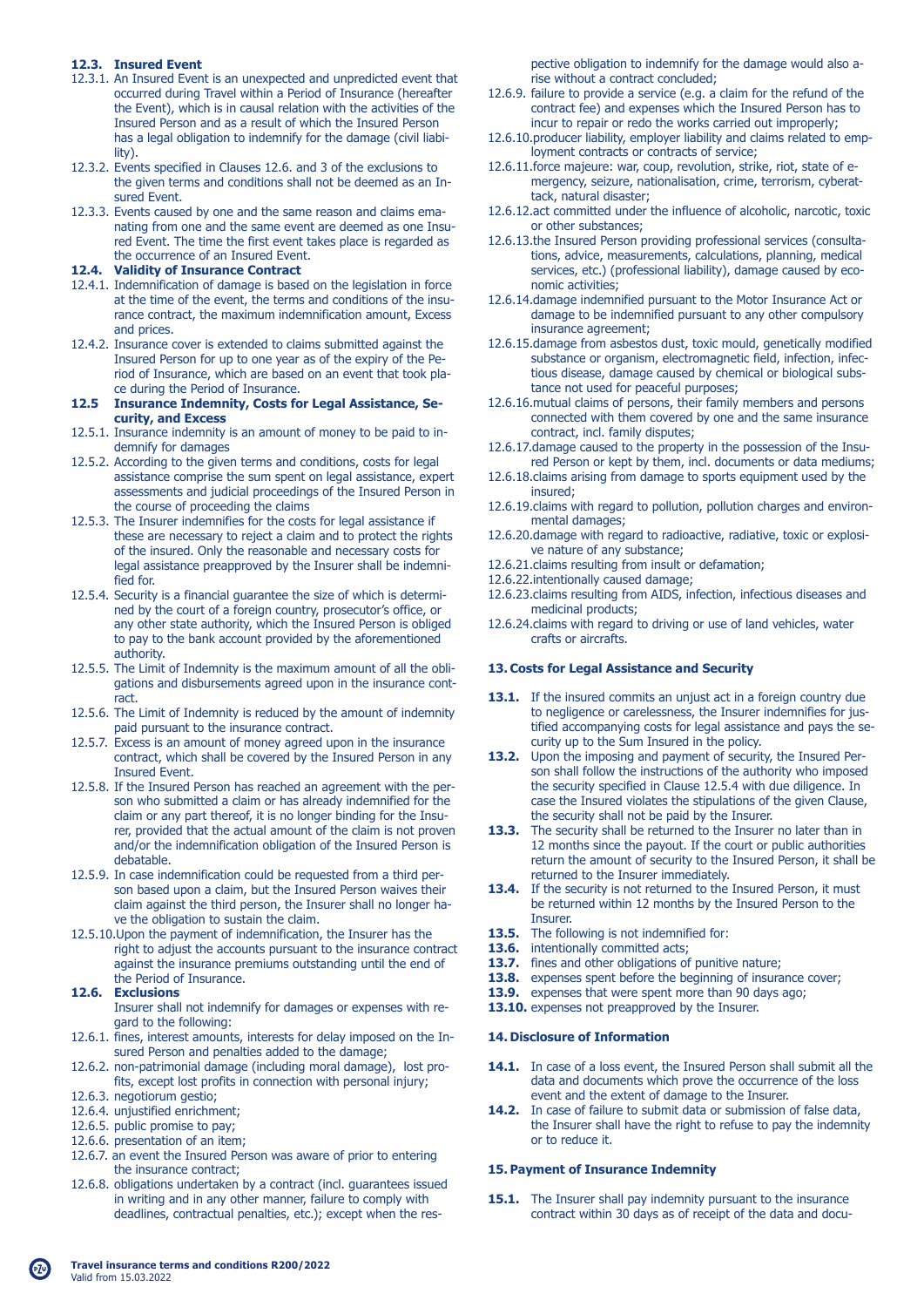### 12.3. Insured Event

12.3.1. An Insured Event is an unexpected and unpredicted event that occurred during Travel within a Period of Insurance (hereafter the Event), which is in causal relation with the activities of the Insured Person and as a result of which the Insured Person has a legal obligation to indemnify for the damage (civil liability).

12.3.2. Events specified in Clauses 12.6. and 3 of the exclusions to the given terms and conditions shall not be deemed as an Insured Event.

12.3.3. Events caused by one and the same reason and claims emanating from one and the same event are deemed as one Insured Event. The time the first event takes place is regarded as the occurrence of an Insured Event.

### 12.4. Validity of Insurance Contract

12.4.1. Indemnification of damage is based on the legislation in force at the time of the event, the terms and conditions of the insurance contract, the maximum indemnification amount, Excess and prices.

12.4.2. Insurance cover is extended to claims submitted against the Insured Person for up to one year as of the expiry of the Period of Insurance, which are based on an event that took place during the Period of Insurance.

### 12.5 Insurance Indemnity, Costs for Legal Assistance, Security, and Excess

12.5.1. Insurance indemnity is an amount of money to be paid to indemnify for damages

12.5.2. According to the given terms and conditions, costs for legal assistance comprise the sum spent on legal assistance, expert assessments and judicial proceedings of the Insured Person in the course of proceeding the claims

12.5.3. The Insurer indemnifies for the costs for legal assistance if these are necessary to reject a claim and to protect the rights of the insured. Only the reasonable and necessary costs for legal assistance preapproved by the Insurer shall be indemnified for.

12.5.4. Security is a financial guarantee the size of which is determined by the court of a foreign country, prosecutor's office, or any other state authority, which the Insured Person is obliged to pay to the bank account provided by the aforementioned authority.

12.5.5. The Limit of Indemnity is the maximum amount of all the obligations and disbursements agreed upon in the insurance contract.

12.5.6. The Limit of Indemnity is reduced by the amount of indemnity paid pursuant to the insurance contract.

12.5.7. Excess is an amount of money agreed upon in the insurance contract, which shall be covered by the Insured Person in any Insured Event.

12.5.8. If the Insured Person has reached an agreement with the person who submitted a claim or has already indemnified for the claim or any part thereof, it is no longer binding for the Insurer, provided that the actual amount of the claim is not proven and/or the indemnification obligation of the Insured Person is debatable.

12.5.9. In case indemnification could be requested from a third person based upon a claim, but the Insured Person waives their claim against the third person, the Insurer shall no longer have the obligation to sustain the claim.

12.5.10. Upon the payment of indemnification, the Insurer has the right to adjust the accounts pursuant to the insurance contract against the insurance premiums outstanding until the end of the Period of Insurance.

### 12.6. Exclusions

Insurer shall not indemnify for damages or expenses with regard to the following:

12.6.1. fines, interest amounts, interests for delay imposed on the Insured Person and penalties added to the damage;

12.6.2. non-patrimonial damage (including moral damage), lost profits, except lost profits in connection with personal injury;

12.6.3. negotiorum gestio;

12.6.4. unjustified enrichment;

12.6.5. public promise to pay;

12.6.6. presentation of an item;

12.6.7. an event the Insured Person was aware of prior to entering the insurance contract;

12.6.8. obligations undertaken by a contract (incl. guarantees issued in writing and in any other manner, failure to comply with deadlines, contractual penalties, etc.); except when the respective obligation to indemnify for the damage would also arise without a contract concluded;

12.6.9. failure to provide a service (e.g. a claim for the refund of the contract fee) and expenses which the Insured Person has to incur to repair or redo the works carried out improperly;

12.6.10. producer liability, employer liability and claims related to employment contracts or contracts of service;

12.6.11. force majeure: war, coup, revolution, strike, riot, state of emergency, seizure, nationalisation, crime, terrorism, cyberattack, natural disaster;

12.6.12. act committed under the influence of alcoholic, narcotic, toxic or other substances;

12.6.13. the Insured Person providing professional services (consultations, advice, measurements, calculations, planning, medical services, etc.) (professional liability), damage caused by economic activities;

12.6.14. damage indemnified pursuant to the Motor Insurance Act or damage to be indemnified pursuant to any other compulsory insurance agreement;

12.6.15. damage from asbestos dust, toxic mould, genetically modified substance or organism, electromagnetic field, infection, infectious disease, damage caused by chemical or biological substance not used for peaceful purposes;

12.6.16. mutual claims of persons, their family members and persons connected with them covered by one and the same insurance contract, incl. family disputes;

12.6.17. damage caused to the property in the possession of the Insured Person or kept by them, incl. documents or data mediums;

12.6.18. claims arising from damage to sports equipment used by the insured;

12.6.19. claims with regard to pollution, pollution charges and environmental damages;

12.6.20. damage with regard to radioactive, radiative, toxic or explosive nature of any substance;

12.6.21. claims resulting from insult or defamation;

12.6.22. intentionally caused damage;

12.6.23. claims resulting from AIDS, infection, infectious diseases and medicinal products;

12.6.24. claims with regard to driving or use of land vehicles, water crafts or aircrafts.

## 13. Costs for Legal Assistance and Security

**13.1.** If the insured commits an unjust act in a foreign country due to negligence or carelessness, the Insurer indemnifies for justified accompanying costs for legal assistance and pays the security up to the Sum Insured in the policy.

**13.2.** Upon the imposing and payment of security, the Insured Person shall follow the instructions of the authority who imposed the security specified in Clause 12.5.4 with due diligence. In case the Insured violates the stipulations of the given Clause, the security shall not be paid by the Insurer.

**13.3.** The security shall be returned to the Insurer no later than in 12 months since the payout. If the court or public authorities return the amount of security to the Insured Person, it shall be returned to the Insurer immediately.

**13.4.** If the security is not returned to the Insured Person, it must be returned within 12 months by the Insured Person to the Insurer.

**13.5.** The following is not indemnified for:

**13.6.** intentionally committed acts;

**13.7.** fines and other obligations of punitive nature;

**13.8.** expenses spent before the beginning of insurance cover;

**13.9.** expenses that were spent more than 90 days ago;

**13.10.** expenses not preapproved by the Insurer.

## 14. Disclosure of Information

**14.1.** In case of a loss event, the Insured Person shall submit all the data and documents which prove the occurrence of the loss event and the extent of damage to the Insurer.

**14.2.** In case of failure to submit data or submission of false data, the Insurer shall have the right to refuse to pay the indemnity or to reduce it.

## 15. Payment of Insurance Indemnity

**15.1.** The Insurer shall pay indemnity pursuant to the insurance contract within 30 days as of receipt of the data and docu-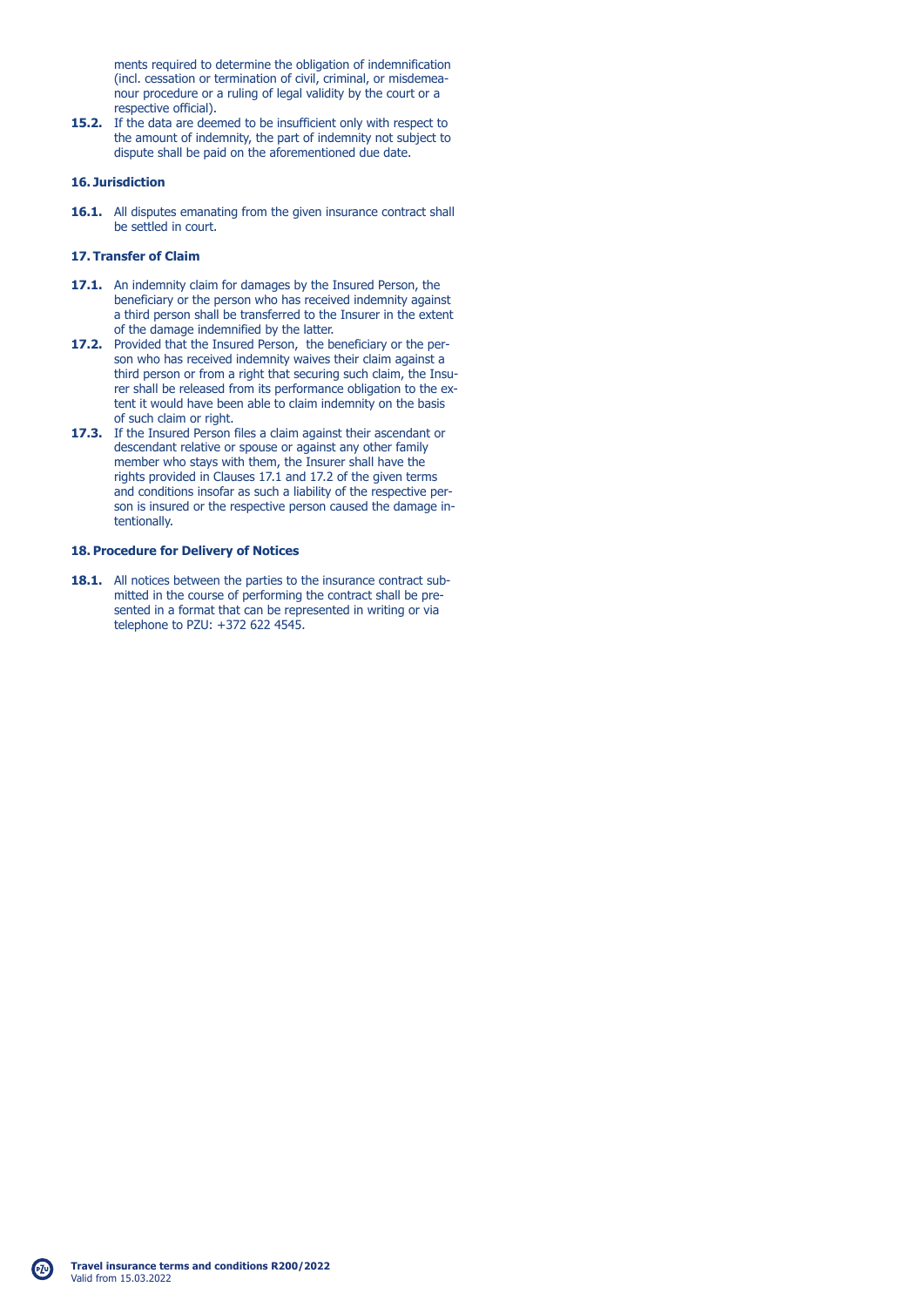ments required to determine the obligation of indemnification (incl. cessation or termination of civil, criminal, or misdemeanour procedure or a ruling of legal validity by the court or a respective official).

**15.2.** If the data are deemed to be insufficient only with respect to the amount of indemnity, the part of indemnity not subject to dispute shall be paid on the aforementioned due date.

## 16. Jurisdiction

**16.1.** All disputes emanating from the given insurance contract shall be settled in court.

## 17. Transfer of Claim

**17.1.** An indemnity claim for damages by the Insured Person, the beneficiary or the person who has received indemnity against a third person shall be transferred to the Insurer in the extent of the damage indemnified by the latter.

**17.2.** Provided that the Insured Person, the beneficiary or the person who has received indemnity waives their claim against a third person or from a right that securing such claim, the Insurer shall be released from its performance obligation to the extent it would have been able to claim indemnity on the basis of such claim or right.

**17.3.** If the Insured Person files a claim against their ascendant or descendant relative or spouse or against any other family member who stays with them, the Insurer shall have the rights provided in Clauses 17.1 and 17.2 of the given terms and conditions insofar as such a liability of the respective person is insured or the respective person caused the damage intentionally.

## 18. Procedure for Delivery of Notices

**18.1.** All notices between the parties to the insurance contract submitted in the course of performing the contract shall be presented in a format that can be represented in writing or via telephone to PZU: +372 622 4545.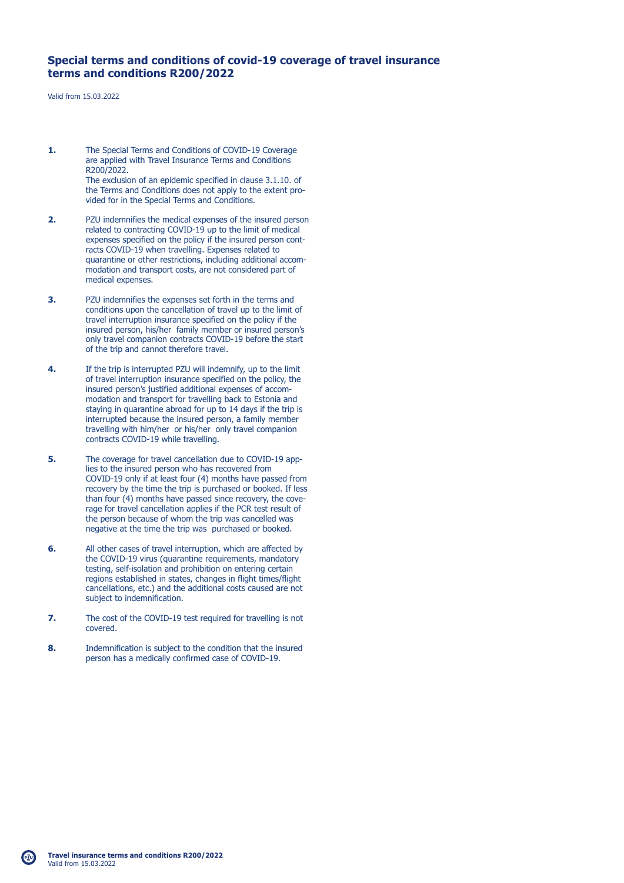# Special terms and conditions of covid-19 coverage of travel insurance terms and conditions R200/2022

Valid from 15.03.2022

**1.** The Special Terms and Conditions of COVID-19 Coverage are applied with Travel Insurance Terms and Conditions R200/2022.
The exclusion of an epidemic specified in clause 3.1.10. of the Terms and Conditions does not apply to the extent provided for in the Special Terms and Conditions.

**2.** PZU indemnifies the medical expenses of the insured person related to contracting COVID-19 up to the limit of medical expenses specified on the policy if the insured person contracts COVID-19 when travelling. Expenses related to quarantine or other restrictions, including additional accommodation and transport costs, are not considered part of medical expenses.

**3.** PZU indemnifies the expenses set forth in the terms and conditions upon the cancellation of travel up to the limit of travel interruption insurance specified on the policy if the insured person, his/her family member or insured person's only travel companion contracts COVID-19 before the start of the trip and cannot therefore travel.

**4.** If the trip is interrupted PZU will indemnify, up to the limit of travel interruption insurance specified on the policy, the insured person's justified additional expenses of accommodation and transport for travelling back to Estonia and staying in quarantine abroad for up to 14 days if the trip is interrupted because the insured person, a family member travelling with him/her or his/her only travel companion contracts COVID-19 while travelling.

**5.** The coverage for travel cancellation due to COVID-19 applies to the insured person who has recovered from COVID-19 only if at least four (4) months have passed from recovery by the time the trip is purchased or booked. If less than four (4) months have passed since recovery, the coverage for travel cancellation applies if the PCR test result of the person because of whom the trip was cancelled was negative at the time the trip was purchased or booked.

**6.** All other cases of travel interruption, which are affected by the COVID-19 virus (quarantine requirements, mandatory testing, self-isolation and prohibition on entering certain regions established in states, changes in flight times/flight cancellations, etc.) and the additional costs caused are not subject to indemnification.

**7.** The cost of the COVID-19 test required for travelling is not covered.

**8.** Indemnification is subject to the condition that the insured person has a medically confirmed case of COVID-19.